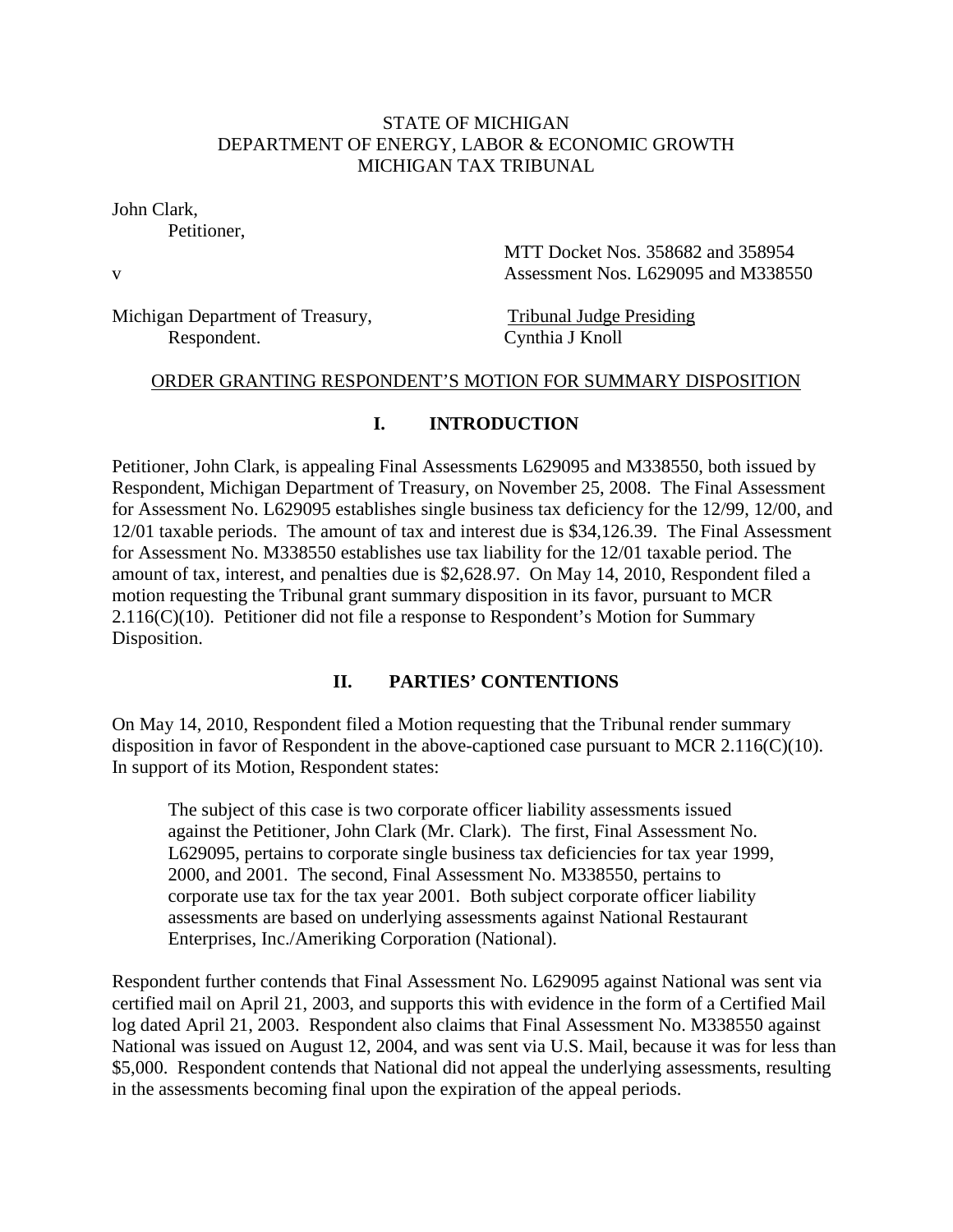STATE OF MICHIGAN
DEPARTMENT OF ENERGY, LABOR & ECONOMIC GROWTH
MICHIGAN TAX TRIBUNAL

John Clark,
Petitioner,

v

Michigan Department of Treasury,
Respondent.

MTT Docket Nos. 358682 and 358954
Assessment Nos. L629095 and M338550

Tribunal Judge Presiding
Cynthia J Knoll

ORDER GRANTING RESPONDENT'S MOTION FOR SUMMARY DISPOSITION

## I. INTRODUCTION

Petitioner, John Clark, is appealing Final Assessments L629095 and M338550, both issued by Respondent, Michigan Department of Treasury, on November 25, 2008. The Final Assessment for Assessment No. L629095 establishes single business tax deficiency for the 12/99, 12/00, and 12/01 taxable periods. The amount of tax and interest due is $34,126.39. The Final Assessment for Assessment No. M338550 establishes use tax liability for the 12/01 taxable period. The amount of tax, interest, and penalties due is $2,628.97. On May 14, 2010, Respondent filed a motion requesting the Tribunal grant summary disposition in its favor, pursuant to MCR 2.116(C)(10). Petitioner did not file a response to Respondent's Motion for Summary Disposition.

## II. PARTIES' CONTENTIONS

On May 14, 2010, Respondent filed a Motion requesting that the Tribunal render summary disposition in favor of Respondent in the above-captioned case pursuant to MCR 2.116(C)(10). In support of its Motion, Respondent states:

> The subject of this case is two corporate officer liability assessments issued against the Petitioner, John Clark (Mr. Clark). The first, Final Assessment No. L629095, pertains to corporate single business tax deficiencies for tax year 1999, 2000, and 2001. The second, Final Assessment No. M338550, pertains to corporate use tax for the tax year 2001. Both subject corporate officer liability assessments are based on underlying assessments against National Restaurant Enterprises, Inc./Ameriking Corporation (National).

Respondent further contends that Final Assessment No. L629095 against National was sent via certified mail on April 21, 2003, and supports this with evidence in the form of a Certified Mail log dated April 21, 2003. Respondent also claims that Final Assessment No. M338550 against National was issued on August 12, 2004, and was sent via U.S. Mail, because it was for less than $5,000. Respondent contends that National did not appeal the underlying assessments, resulting in the assessments becoming final upon the expiration of the appeal periods.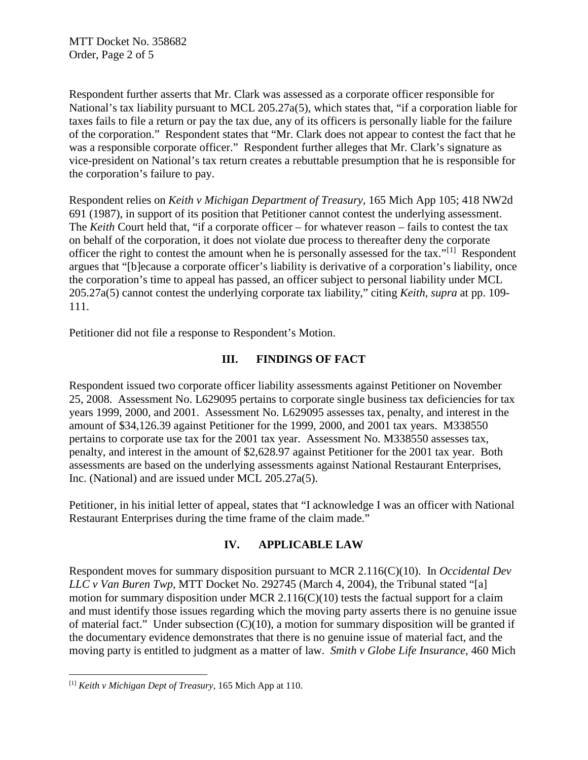Respondent further asserts that Mr. Clark was assessed as a corporate officer responsible for National's tax liability pursuant to MCL 205.27a(5), which states that, "if a corporation liable for taxes fails to file a return or pay the tax due, any of its officers is personally liable for the failure of the corporation." Respondent states that "Mr. Clark does not appear to contest the fact that he was a responsible corporate officer." Respondent further alleges that Mr. Clark's signature as vice-president on National's tax return creates a rebuttable presumption that he is responsible for the corporation's failure to pay.

Respondent relies on *Keith v Michigan Department of Treasury*, 165 Mich App 105; 418 NW2d 691 (1987), in support of its position that Petitioner cannot contest the underlying assessment. The *Keith* Court held that, "if a corporate officer – for whatever reason – fails to contest the tax on behalf of the corporation, it does not violate due process to thereafter deny the corporate officer the right to contest the amount when he is personally assessed for the tax."[1] Respondent argues that "[b]ecause a corporate officer's liability is derivative of a corporation's liability, once the corporation's time to appeal has passed, an officer subject to personal liability under MCL 205.27a(5) cannot contest the underlying corporate tax liability," citing *Keith*, *supra* at pp. 109-111.

Petitioner did not file a response to Respondent's Motion.

## III. FINDINGS OF FACT

Respondent issued two corporate officer liability assessments against Petitioner on November 25, 2008. Assessment No. L629095 pertains to corporate single business tax deficiencies for tax years 1999, 2000, and 2001. Assessment No. L629095 assesses tax, penalty, and interest in the amount of $34,126.39 against Petitioner for the 1999, 2000, and 2001 tax years. M338550 pertains to corporate use tax for the 2001 tax year. Assessment No. M338550 assesses tax, penalty, and interest in the amount of $2,628.97 against Petitioner for the 2001 tax year. Both assessments are based on the underlying assessments against National Restaurant Enterprises, Inc. (National) and are issued under MCL 205.27a(5).

Petitioner, in his initial letter of appeal, states that "I acknowledge I was an officer with National Restaurant Enterprises during the time frame of the claim made."

## IV. APPLICABLE LAW

Respondent moves for summary disposition pursuant to MCR 2.116(C)(10). In *Occidental Dev LLC v Van Buren Twp*, MTT Docket No. 292745 (March 4, 2004), the Tribunal stated "[a] motion for summary disposition under MCR 2.116(C)(10) tests the factual support for a claim and must identify those issues regarding which the moving party asserts there is no genuine issue of material fact." Under subsection (C)(10), a motion for summary disposition will be granted if the documentary evidence demonstrates that there is no genuine issue of material fact, and the moving party is entitled to judgment as a matter of law. *Smith v Globe Life Insurance*, 460 Mich

---

[1] *Keith v Michigan Dept of Treasury*, 165 Mich App at 110.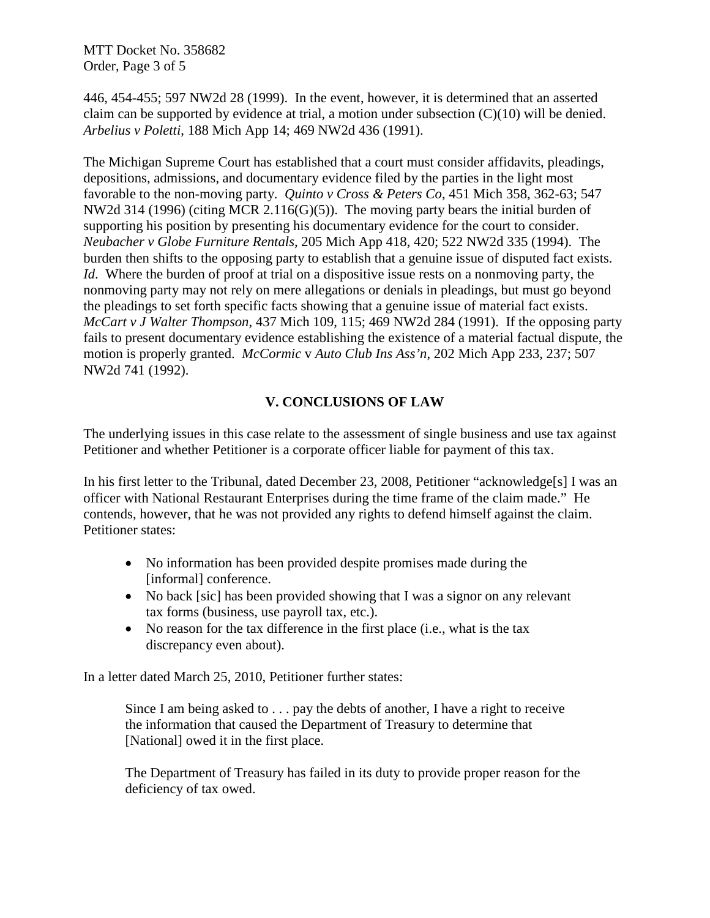446, 454-455; 597 NW2d 28 (1999). In the event, however, it is determined that an asserted claim can be supported by evidence at trial, a motion under subsection (C)(10) will be denied. *Arbelius v Poletti*, 188 Mich App 14; 469 NW2d 436 (1991).

The Michigan Supreme Court has established that a court must consider affidavits, pleadings, depositions, admissions, and documentary evidence filed by the parties in the light most favorable to the non-moving party. *Quinto v Cross & Peters Co*, 451 Mich 358, 362-63; 547 NW2d 314 (1996) (citing MCR 2.116(G)(5)). The moving party bears the initial burden of supporting his position by presenting his documentary evidence for the court to consider. *Neubacher v Globe Furniture Rentals*, 205 Mich App 418, 420; 522 NW2d 335 (1994). The burden then shifts to the opposing party to establish that a genuine issue of disputed fact exists. *Id*. Where the burden of proof at trial on a dispositive issue rests on a nonmoving party, the nonmoving party may not rely on mere allegations or denials in pleadings, but must go beyond the pleadings to set forth specific facts showing that a genuine issue of material fact exists. *McCart v J Walter Thompson*, 437 Mich 109, 115; 469 NW2d 284 (1991). If the opposing party fails to present documentary evidence establishing the existence of a material factual dispute, the motion is properly granted. *McCormic* v *Auto Club Ins Ass'n*, 202 Mich App 233, 237; 507 NW2d 741 (1992).

## V. CONCLUSIONS OF LAW

The underlying issues in this case relate to the assessment of single business and use tax against Petitioner and whether Petitioner is a corporate officer liable for payment of this tax.

In his first letter to the Tribunal, dated December 23, 2008, Petitioner "acknowledge[s] I was an officer with National Restaurant Enterprises during the time frame of the claim made." He contends, however, that he was not provided any rights to defend himself against the claim. Petitioner states:

- No information has been provided despite promises made during the [informal] conference.
- No back [sic] has been provided showing that I was a signor on any relevant tax forms (business, use payroll tax, etc.).
- No reason for the tax difference in the first place (i.e., what is the tax discrepancy even about).

In a letter dated March 25, 2010, Petitioner further states:

> Since I am being asked to . . . pay the debts of another, I have a right to receive the information that caused the Department of Treasury to determine that [National] owed it in the first place.
>
> The Department of Treasury has failed in its duty to provide proper reason for the deficiency of tax owed.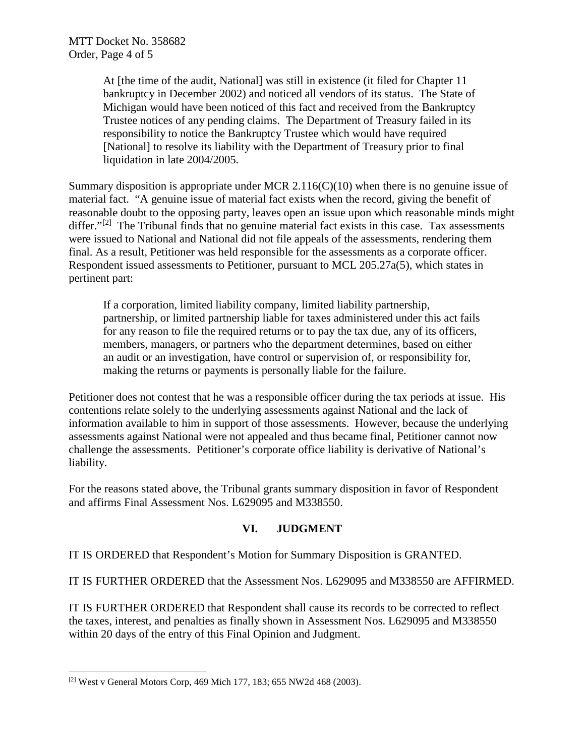> At [the time of the audit, National] was still in existence (it filed for Chapter 11 bankruptcy in December 2002) and noticed all vendors of its status. The State of Michigan would have been noticed of this fact and received from the Bankruptcy Trustee notices of any pending claims. The Department of Treasury failed in its responsibility to notice the Bankruptcy Trustee which would have required [National] to resolve its liability with the Department of Treasury prior to final liquidation in late 2004/2005.

Summary disposition is appropriate under MCR 2.116(C)(10) when there is no genuine issue of material fact. "A genuine issue of material fact exists when the record, giving the benefit of reasonable doubt to the opposing party, leaves open an issue upon which reasonable minds might differ."[2] The Tribunal finds that no genuine material fact exists in this case. Tax assessments were issued to National and National did not file appeals of the assessments, rendering them final. As a result, Petitioner was held responsible for the assessments as a corporate officer. Respondent issued assessments to Petitioner, pursuant to MCL 205.27a(5), which states in pertinent part:

> If a corporation, limited liability company, limited liability partnership, partnership, or limited partnership liable for taxes administered under this act fails for any reason to file the required returns or to pay the tax due, any of its officers, members, managers, or partners who the department determines, based on either an audit or an investigation, have control or supervision of, or responsibility for, making the returns or payments is personally liable for the failure.

Petitioner does not contest that he was a responsible officer during the tax periods at issue. His contentions relate solely to the underlying assessments against National and the lack of information available to him in support of those assessments. However, because the underlying assessments against National were not appealed and thus became final, Petitioner cannot now challenge the assessments. Petitioner's corporate office liability is derivative of National's liability.

For the reasons stated above, the Tribunal grants summary disposition in favor of Respondent and affirms Final Assessment Nos. L629095 and M338550.

## VI. JUDGMENT

IT IS ORDERED that Respondent's Motion for Summary Disposition is GRANTED.

IT IS FURTHER ORDERED that the Assessment Nos. L629095 and M338550 are AFFIRMED.

IT IS FURTHER ORDERED that Respondent shall cause its records to be corrected to reflect the taxes, interest, and penalties as finally shown in Assessment Nos. L629095 and M338550 within 20 days of the entry of this Final Opinion and Judgment.

---

[2] West v General Motors Corp, 469 Mich 177, 183; 655 NW2d 468 (2003).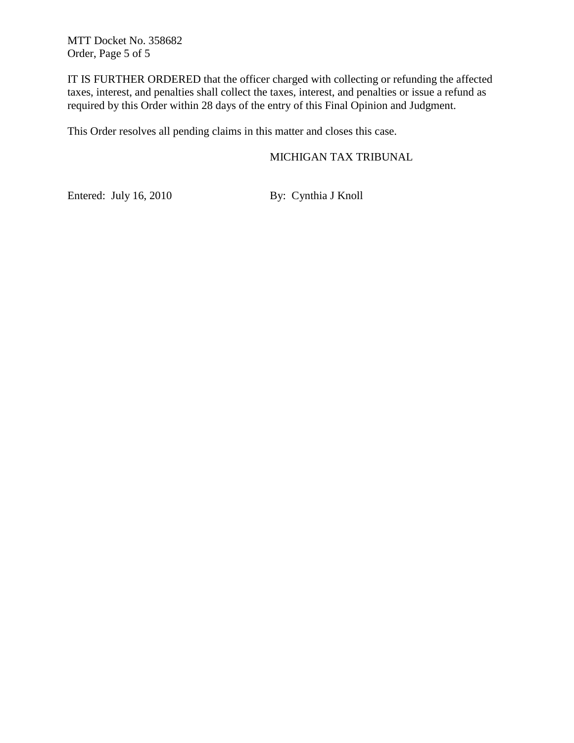IT IS FURTHER ORDERED that the officer charged with collecting or refunding the affected taxes, interest, and penalties shall collect the taxes, interest, and penalties or issue a refund as required by this Order within 28 days of the entry of this Final Opinion and Judgment.

This Order resolves all pending claims in this matter and closes this case.

MICHIGAN TAX TRIBUNAL

Entered: July 16, 2010

By: Cynthia J Knoll